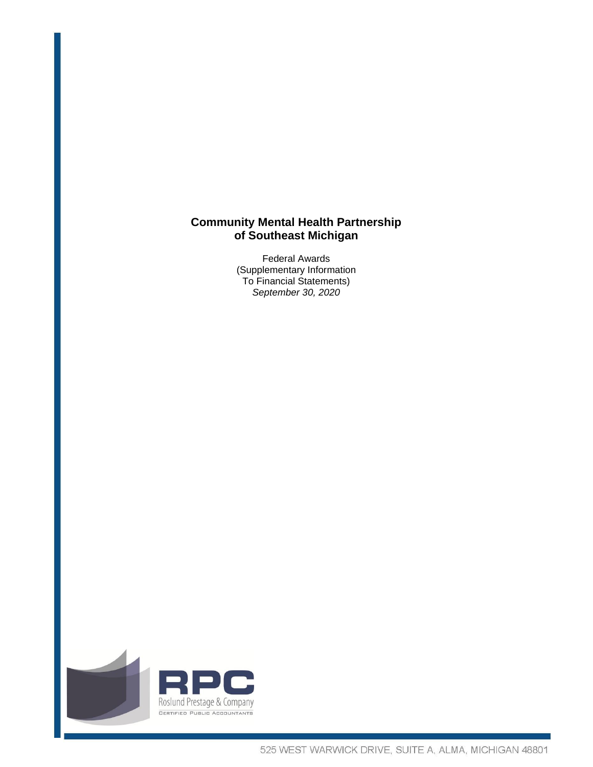# Community Mental Health Partnership of Southeast Michigan

Federal Awards
(Supplementary Information
To Financial Statements)
*September 30, 2020*

RPC
Roslund Prestage & Company
CERTIFIED PUBLIC ACCOUNTANTS

525 WEST WARWICK DRIVE, SUITE A, ALMA, MICHIGAN 48801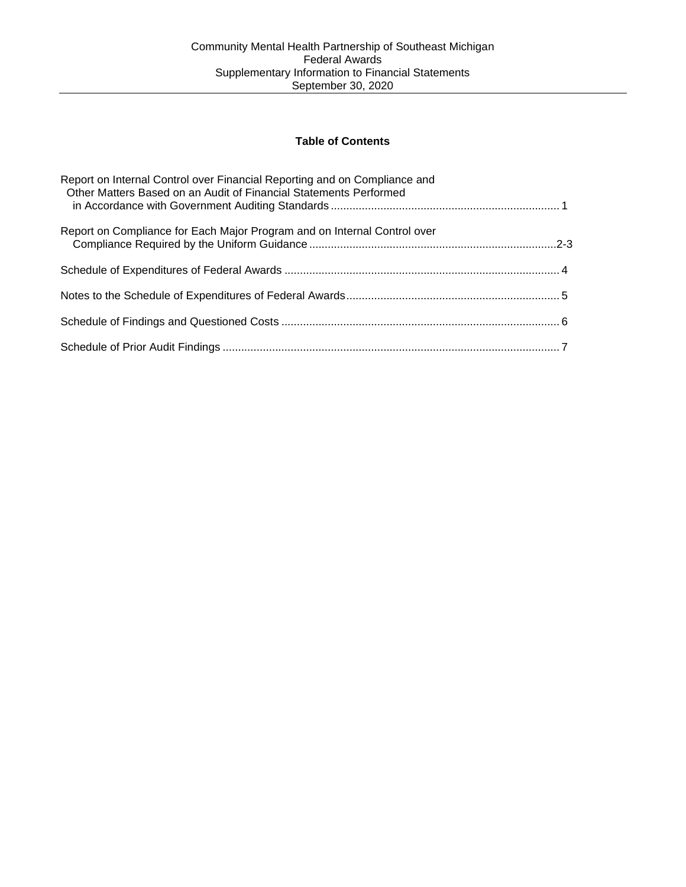Community Mental Health Partnership of Southeast Michigan
Federal Awards
Supplementary Information to Financial Statements
September 30, 2020

**Table of Contents**

Report on Internal Control over Financial Reporting and on Compliance and Other Matters Based on an Audit of Financial Statements Performed in Accordance with Government Auditing Standards ........ 1

Report on Compliance for Each Major Program and on Internal Control over Compliance Required by the Uniform Guidance ........ 2-3

Schedule of Expenditures of Federal Awards ........ 4

Notes to the Schedule of Expenditures of Federal Awards ........ 5

Schedule of Findings and Questioned Costs ........ 6

Schedule of Prior Audit Findings ........ 7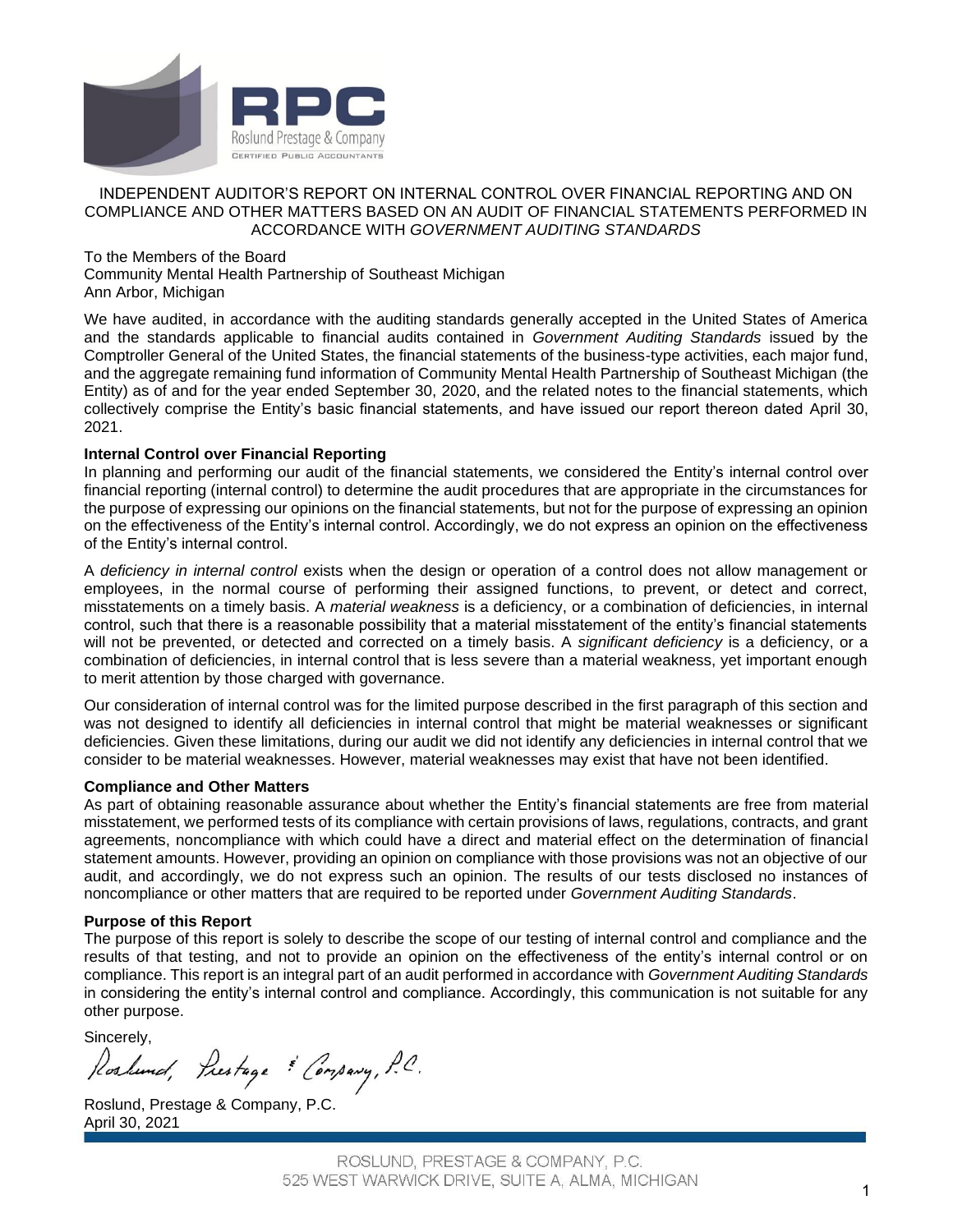RPC

Roslund Prestage & Company

CERTIFIED PUBLIC ACCOUNTANTS

# INDEPENDENT AUDITOR'S REPORT ON INTERNAL CONTROL OVER FINANCIAL REPORTING AND ON COMPLIANCE AND OTHER MATTERS BASED ON AN AUDIT OF FINANCIAL STATEMENTS PERFORMED IN ACCORDANCE WITH *GOVERNMENT AUDITING STANDARDS*

To the Members of the Board
Community Mental Health Partnership of Southeast Michigan
Ann Arbor, Michigan

We have audited, in accordance with the auditing standards generally accepted in the United States of America and the standards applicable to financial audits contained in *Government Auditing Standards* issued by the Comptroller General of the United States, the financial statements of the business-type activities, each major fund, and the aggregate remaining fund information of Community Mental Health Partnership of Southeast Michigan (the Entity) as of and for the year ended September 30, 2020, and the related notes to the financial statements, which collectively comprise the Entity's basic financial statements, and have issued our report thereon dated April 30, 2021.

**Internal Control over Financial Reporting**

In planning and performing our audit of the financial statements, we considered the Entity's internal control over financial reporting (internal control) to determine the audit procedures that are appropriate in the circumstances for the purpose of expressing our opinions on the financial statements, but not for the purpose of expressing an opinion on the effectiveness of the Entity's internal control. Accordingly, we do not express an opinion on the effectiveness of the Entity's internal control.

A *deficiency in internal control* exists when the design or operation of a control does not allow management or employees, in the normal course of performing their assigned functions, to prevent, or detect and correct, misstatements on a timely basis. A *material weakness* is a deficiency, or a combination of deficiencies, in internal control, such that there is a reasonable possibility that a material misstatement of the entity's financial statements will not be prevented, or detected and corrected on a timely basis. A *significant deficiency* is a deficiency, or a combination of deficiencies, in internal control that is less severe than a material weakness, yet important enough to merit attention by those charged with governance.

Our consideration of internal control was for the limited purpose described in the first paragraph of this section and was not designed to identify all deficiencies in internal control that might be material weaknesses or significant deficiencies. Given these limitations, during our audit we did not identify any deficiencies in internal control that we consider to be material weaknesses. However, material weaknesses may exist that have not been identified.

**Compliance and Other Matters**

As part of obtaining reasonable assurance about whether the Entity's financial statements are free from material misstatement, we performed tests of its compliance with certain provisions of laws, regulations, contracts, and grant agreements, noncompliance with which could have a direct and material effect on the determination of financial statement amounts. However, providing an opinion on compliance with those provisions was not an objective of our audit, and accordingly, we do not express such an opinion. The results of our tests disclosed no instances of noncompliance or other matters that are required to be reported under *Government Auditing Standards*.

**Purpose of this Report**

The purpose of this report is solely to describe the scope of our testing of internal control and compliance and the results of that testing, and not to provide an opinion on the effectiveness of the entity's internal control or on compliance. This report is an integral part of an audit performed in accordance with *Government Auditing Standards* in considering the entity's internal control and compliance. Accordingly, this communication is not suitable for any other purpose.

Sincerely,

Roslund, Prestage & Company, P.C.

Roslund, Prestage & Company, P.C.
April 30, 2021

ROSLUND, PRESTAGE & COMPANY, P.C.
525 WEST WARWICK DRIVE, SUITE A, ALMA, MICHIGAN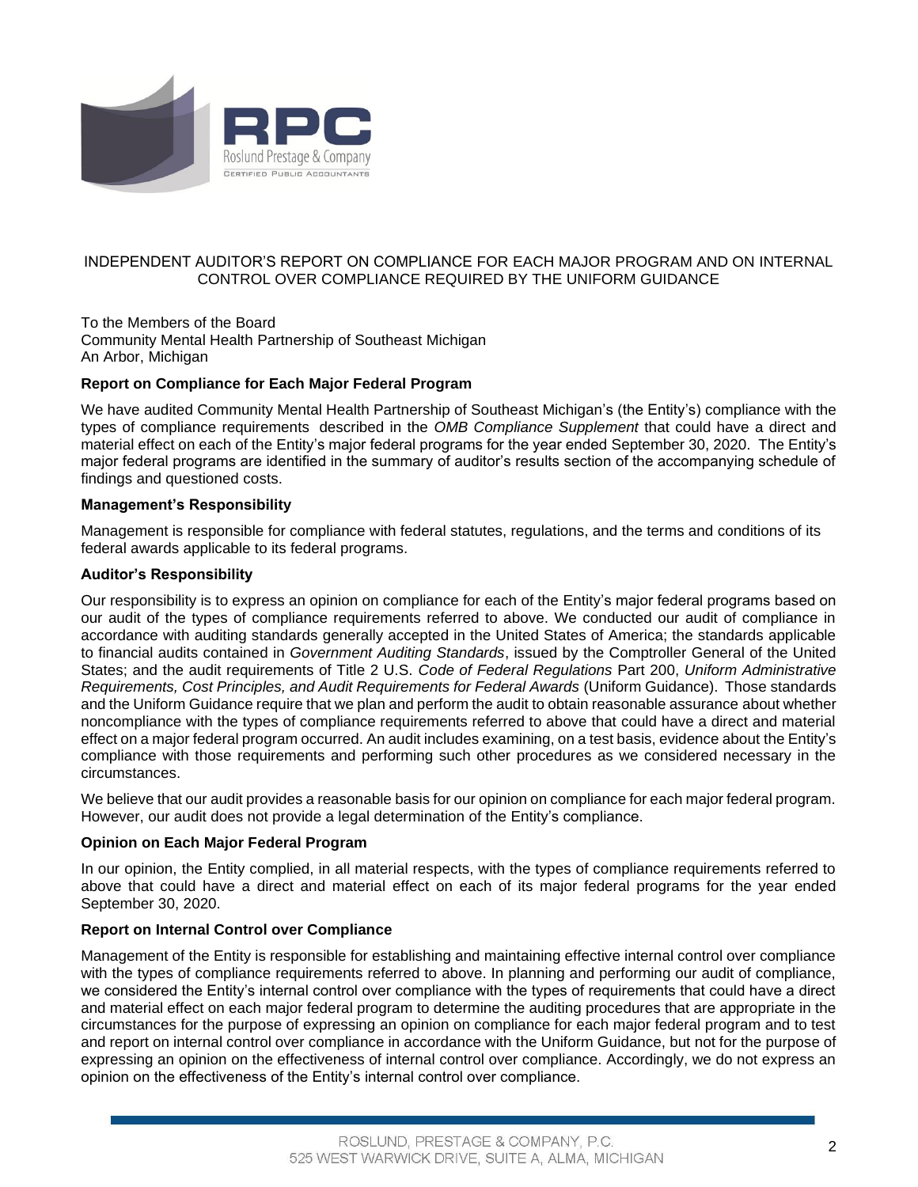RPC

Roslund Prestage & Company

CERTIFIED PUBLIC ACCOUNTANTS

# INDEPENDENT AUDITOR'S REPORT ON COMPLIANCE FOR EACH MAJOR PROGRAM AND ON INTERNAL CONTROL OVER COMPLIANCE REQUIRED BY THE UNIFORM GUIDANCE

To the Members of the Board
Community Mental Health Partnership of Southeast Michigan
An Arbor, Michigan

**Report on Compliance for Each Major Federal Program**

We have audited Community Mental Health Partnership of Southeast Michigan's (the Entity's) compliance with the types of compliance requirements described in the *OMB Compliance Supplement* that could have a direct and material effect on each of the Entity's major federal programs for the year ended September 30, 2020. The Entity's major federal programs are identified in the summary of auditor's results section of the accompanying schedule of findings and questioned costs.

**Management's Responsibility**

Management is responsible for compliance with federal statutes, regulations, and the terms and conditions of its federal awards applicable to its federal programs.

**Auditor's Responsibility**

Our responsibility is to express an opinion on compliance for each of the Entity's major federal programs based on our audit of the types of compliance requirements referred to above. We conducted our audit of compliance in accordance with auditing standards generally accepted in the United States of America; the standards applicable to financial audits contained in *Government Auditing Standards*, issued by the Comptroller General of the United States; and the audit requirements of Title 2 U.S. *Code of Federal Regulations* Part 200, *Uniform Administrative Requirements, Cost Principles, and Audit Requirements for Federal Awards* (Uniform Guidance). Those standards and the Uniform Guidance require that we plan and perform the audit to obtain reasonable assurance about whether noncompliance with the types of compliance requirements referred to above that could have a direct and material effect on a major federal program occurred. An audit includes examining, on a test basis, evidence about the Entity's compliance with those requirements and performing such other procedures as we considered necessary in the circumstances.

We believe that our audit provides a reasonable basis for our opinion on compliance for each major federal program. However, our audit does not provide a legal determination of the Entity's compliance.

**Opinion on Each Major Federal Program**

In our opinion, the Entity complied, in all material respects, with the types of compliance requirements referred to above that could have a direct and material effect on each of its major federal programs for the year ended September 30, 2020.

**Report on Internal Control over Compliance**

Management of the Entity is responsible for establishing and maintaining effective internal control over compliance with the types of compliance requirements referred to above. In planning and performing our audit of compliance, we considered the Entity's internal control over compliance with the types of requirements that could have a direct and material effect on each major federal program to determine the auditing procedures that are appropriate in the circumstances for the purpose of expressing an opinion on compliance for each major federal program and to test and report on internal control over compliance in accordance with the Uniform Guidance, but not for the purpose of expressing an opinion on the effectiveness of internal control over compliance. Accordingly, we do not express an opinion on the effectiveness of the Entity's internal control over compliance.

ROSLUND, PRESTAGE & COMPANY, P.C.
525 WEST WARWICK DRIVE, SUITE A, ALMA, MICHIGAN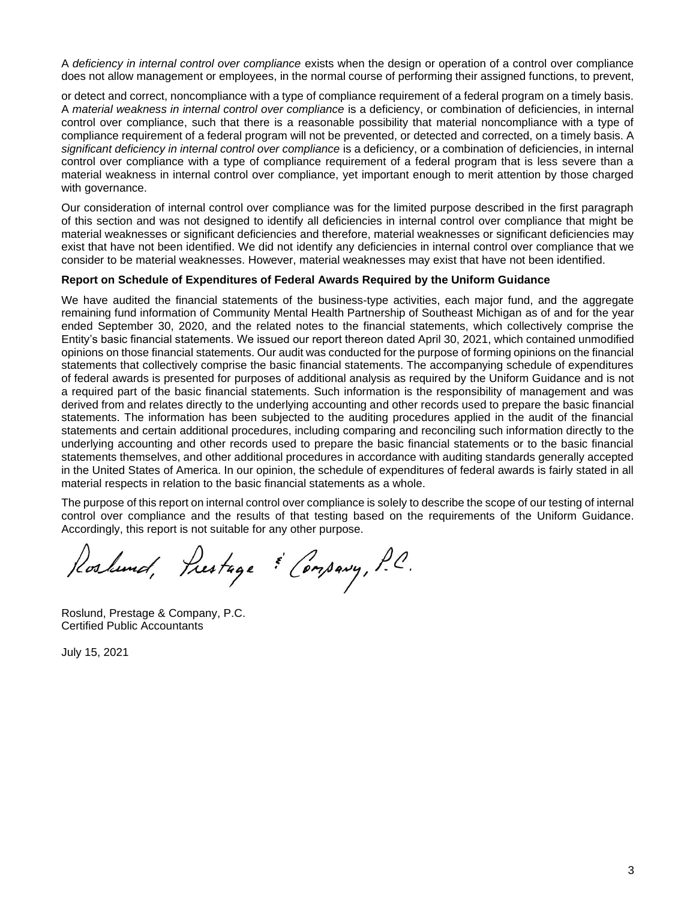A *deficiency in internal control over compliance* exists when the design or operation of a control over compliance does not allow management or employees, in the normal course of performing their assigned functions, to prevent, or detect and correct, noncompliance with a type of compliance requirement of a federal program on a timely basis. A *material weakness in internal control over compliance* is a deficiency, or combination of deficiencies, in internal control over compliance, such that there is a reasonable possibility that material noncompliance with a type of compliance requirement of a federal program will not be prevented, or detected and corrected, on a timely basis. A *significant deficiency in internal control over compliance* is a deficiency, or a combination of deficiencies, in internal control over compliance with a type of compliance requirement of a federal program that is less severe than a material weakness in internal control over compliance, yet important enough to merit attention by those charged with governance.

Our consideration of internal control over compliance was for the limited purpose described in the first paragraph of this section and was not designed to identify all deficiencies in internal control over compliance that might be material weaknesses or significant deficiencies and therefore, material weaknesses or significant deficiencies may exist that have not been identified. We did not identify any deficiencies in internal control over compliance that we consider to be material weaknesses. However, material weaknesses may exist that have not been identified.

**Report on Schedule of Expenditures of Federal Awards Required by the Uniform Guidance**

We have audited the financial statements of the business-type activities, each major fund, and the aggregate remaining fund information of Community Mental Health Partnership of Southeast Michigan as of and for the year ended September 30, 2020, and the related notes to the financial statements, which collectively comprise the Entity's basic financial statements. We issued our report thereon dated April 30, 2021, which contained unmodified opinions on those financial statements. Our audit was conducted for the purpose of forming opinions on the financial statements that collectively comprise the basic financial statements. The accompanying schedule of expenditures of federal awards is presented for purposes of additional analysis as required by the Uniform Guidance and is not a required part of the basic financial statements. Such information is the responsibility of management and was derived from and relates directly to the underlying accounting and other records used to prepare the basic financial statements. The information has been subjected to the auditing procedures applied in the audit of the financial statements and certain additional procedures, including comparing and reconciling such information directly to the underlying accounting and other records used to prepare the basic financial statements or to the basic financial statements themselves, and other additional procedures in accordance with auditing standards generally accepted in the United States of America. In our opinion, the schedule of expenditures of federal awards is fairly stated in all material respects in relation to the basic financial statements as a whole.

The purpose of this report on internal control over compliance is solely to describe the scope of our testing of internal control over compliance and the results of that testing based on the requirements of the Uniform Guidance. Accordingly, this report is not suitable for any other purpose.

Roslund, Prestage & Company, P.C.

Roslund, Prestage & Company, P.C.
Certified Public Accountants

July 15, 2021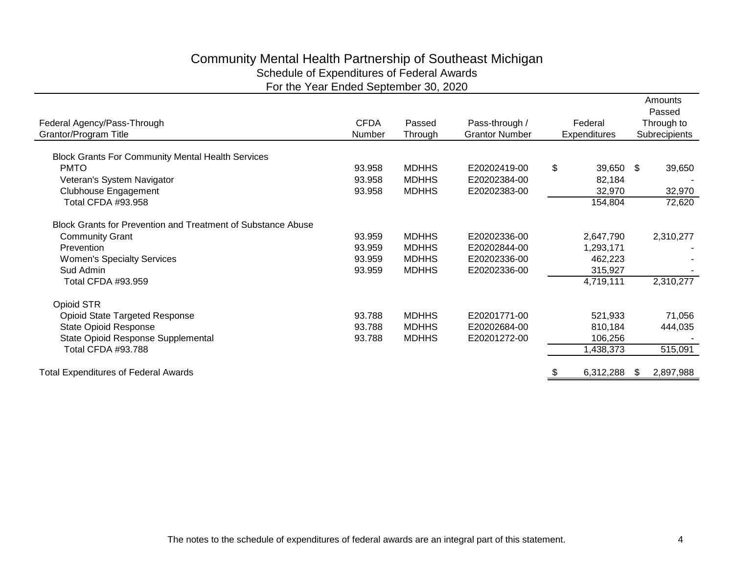# Community Mental Health Partnership of Southeast Michigan

## Schedule of Expenditures of Federal Awards

### For the Year Ended September 30, 2020

| Federal Agency/Pass-Through Grantor/Program Title | CFDA Number | Passed Through | Pass-through / Grantor Number | Federal Expenditures | Amounts Passed Through to Subrecipients |
|---|---|---|---|---|---|
| Block Grants For Community Mental Health Services | | | | | |
| PMTO | 93.958 | MDHHS | E20202419-00 | $ 39,650 | $ 39,650 |
| Veteran's System Navigator | 93.958 | MDHHS | E20202384-00 | 82,184 | - |
| Clubhouse Engagement | 93.958 | MDHHS | E20202383-00 | 32,970 | 32,970 |
| Total CFDA #93.958 | | | | 154,804 | 72,620 |
| Block Grants for Prevention and Treatment of Substance Abuse | | | | | |
| Community Grant | 93.959 | MDHHS | E20202336-00 | 2,647,790 | 2,310,277 |
| Prevention | 93.959 | MDHHS | E20202844-00 | 1,293,171 | - |
| Women's Specialty Services | 93.959 | MDHHS | E20202336-00 | 462,223 | - |
| Sud Admin | 93.959 | MDHHS | E20202336-00 | 315,927 | - |
| Total CFDA #93.959 | | | | 4,719,111 | 2,310,277 |
| Opioid STR | | | | | |
| Opioid State Targeted Response | 93.788 | MDHHS | E20201771-00 | 521,933 | 71,056 |
| State Opioid Response | 93.788 | MDHHS | E20202684-00 | 810,184 | 444,035 |
| State Opioid Response Supplemental | 93.788 | MDHHS | E20201272-00 | 106,256 | - |
| Total CFDA #93.788 | | | | 1,438,373 | 515,091 |
| Total Expenditures of Federal Awards | | | | $ 6,312,288 | $ 2,897,988 |

The notes to the schedule of expenditures of federal awards are an integral part of this statement.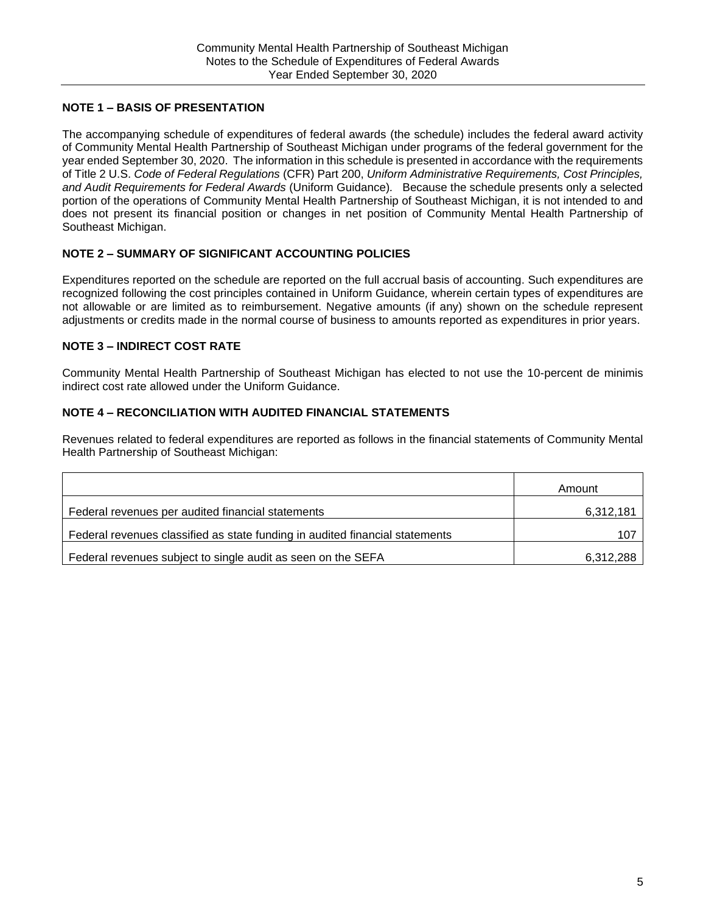Community Mental Health Partnership of Southeast Michigan
Notes to the Schedule of Expenditures of Federal Awards
Year Ended September 30, 2020

**NOTE 1 – BASIS OF PRESENTATION**

The accompanying schedule of expenditures of federal awards (the schedule) includes the federal award activity of Community Mental Health Partnership of Southeast Michigan under programs of the federal government for the year ended September 30, 2020. The information in this schedule is presented in accordance with the requirements of Title 2 U.S. *Code of Federal Regulations* (CFR) Part 200, *Uniform Administrative Requirements, Cost Principles, and Audit Requirements for Federal Awards* (Uniform Guidance). Because the schedule presents only a selected portion of the operations of Community Mental Health Partnership of Southeast Michigan, it is not intended to and does not present its financial position or changes in net position of Community Mental Health Partnership of Southeast Michigan.

**NOTE 2 – SUMMARY OF SIGNIFICANT ACCOUNTING POLICIES**

Expenditures reported on the schedule are reported on the full accrual basis of accounting. Such expenditures are recognized following the cost principles contained in Uniform Guidance, wherein certain types of expenditures are not allowable or are limited as to reimbursement. Negative amounts (if any) shown on the schedule represent adjustments or credits made in the normal course of business to amounts reported as expenditures in prior years.

**NOTE 3 – INDIRECT COST RATE**

Community Mental Health Partnership of Southeast Michigan has elected to not use the 10-percent de minimis indirect cost rate allowed under the Uniform Guidance.

**NOTE 4 – RECONCILIATION WITH AUDITED FINANCIAL STATEMENTS**

Revenues related to federal expenditures are reported as follows in the financial statements of Community Mental Health Partnership of Southeast Michigan:

| | Amount |
|---|---|
| Federal revenues per audited financial statements | 6,312,181 |
| Federal revenues classified as state funding in audited financial statements | 107 |
| Federal revenues subject to single audit as seen on the SEFA | 6,312,288 |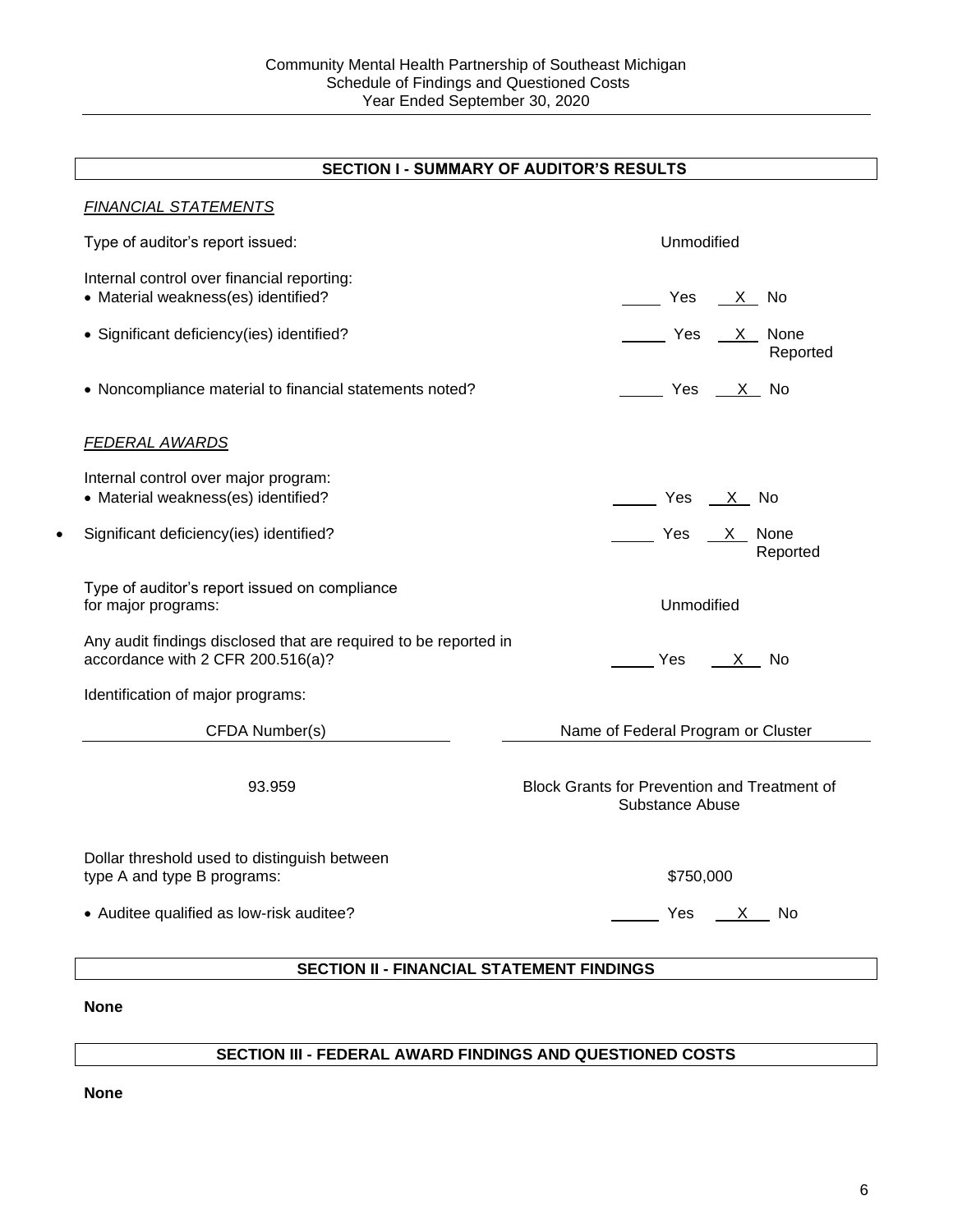Community Mental Health Partnership of Southeast Michigan
Schedule of Findings and Questioned Costs
Year Ended September 30, 2020

## SECTION I - SUMMARY OF AUDITOR'S RESULTS

### *FINANCIAL STATEMENTS*

Type of auditor's report issued: Unmodified

Internal control over financial reporting:

- Material weakness(es) identified? ____ Yes __X__ No
- Significant deficiency(ies) identified? ____ Yes __X__ None Reported
- Noncompliance material to financial statements noted? ____ Yes __X__ No

### *FEDERAL AWARDS*

Internal control over major program:

- Material weakness(es) identified? ____ Yes __X__ No
- Significant deficiency(ies) identified? ____ Yes __X__ None Reported

Type of auditor's report issued on compliance for major programs: Unmodified

Any audit findings disclosed that are required to be reported in accordance with 2 CFR 200.516(a)? ____ Yes __X__ No

Identification of major programs:

| CFDA Number(s) | Name of Federal Program or Cluster |
|---|---|
| 93.959 | Block Grants for Prevention and Treatment of Substance Abuse |

Dollar threshold used to distinguish between type A and type B programs: $750,000

- Auditee qualified as low-risk auditee? ____ Yes __X__ No

## SECTION II - FINANCIAL STATEMENT FINDINGS

**None**

## SECTION III - FEDERAL AWARD FINDINGS AND QUESTIONED COSTS

**None**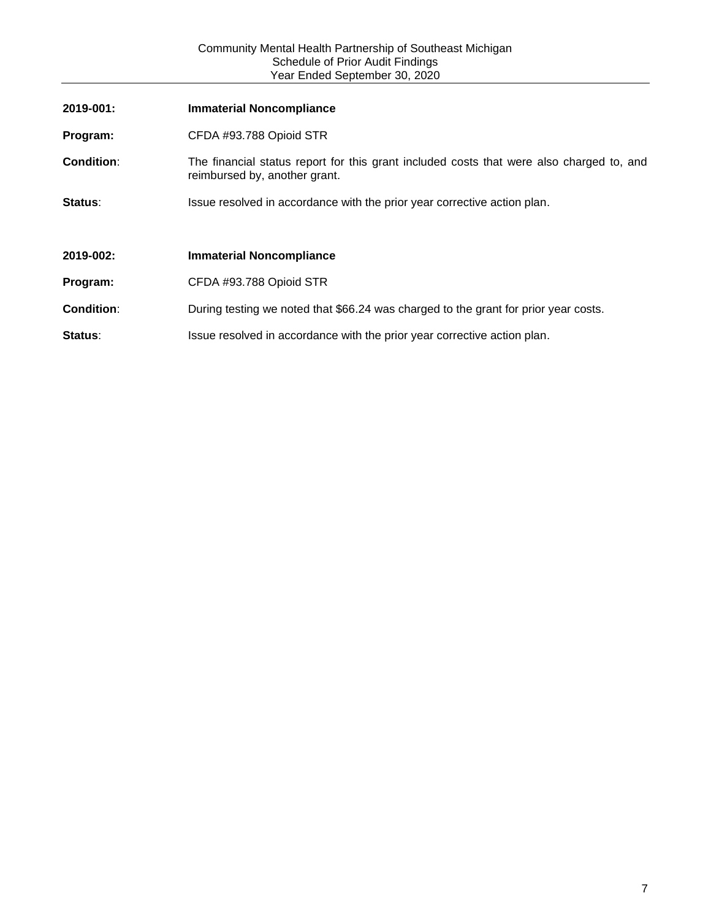Community Mental Health Partnership of Southeast Michigan
Schedule of Prior Audit Findings
Year Ended September 30, 2020

**2019-001:** **Immaterial Noncompliance**

**Program:** CFDA #93.788 Opioid STR

**Condition**: The financial status report for this grant included costs that were also charged to, and reimbursed by, another grant.

**Status**: Issue resolved in accordance with the prior year corrective action plan.

**2019-002:** **Immaterial Noncompliance**

**Program:** CFDA #93.788 Opioid STR

**Condition**: During testing we noted that $66.24 was charged to the grant for prior year costs.

**Status**: Issue resolved in accordance with the prior year corrective action plan.